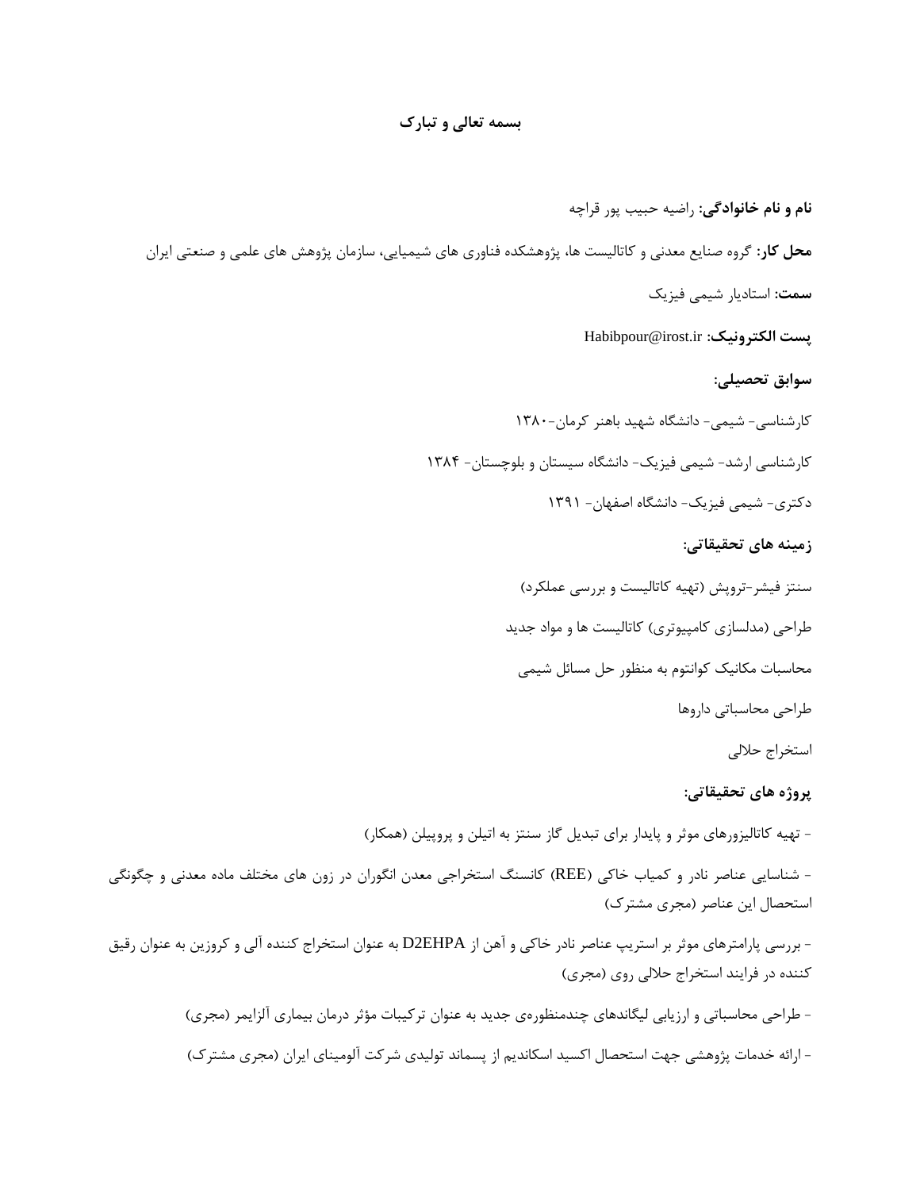**بسمه تعالی و تبارک**

**نام و نام خانوادگی:** راضیه حبیب پور قراچه

**محل کار:** گروه صنایع معدنی و کاتالیست ها، پژوهشکده فناوری های شیمیایی، سازمان پژوهش های علمی و صنعتی ایران

**سمت:** استادیار شیمی فیزیک

**پست الکترونیک:** Habibpour@irost.ir

**سوابق تحصیلی:**

کارشناسی- شیمی- دانشگاه شهید باهنر کرمان-۱۳۸۰

کارشناسی ارشد- شیمی فیزیک- دانشگاه سیستان و بلوچستان- ۱۳۸۴

دکتری- شیمی فیزیک- دانشگاه اصفهان- ۱۳۹۱

**زمینه های تحقیقاتی:**

سنتز فیشر-تروپش (تهیه کاتالیست و بررسی عملکرد)

طراحی (مدلسازی کامپیوتری) کاتالیست ها و مواد جدید

محاسبات مکانیک کوانتوم به منظور حل مسائل شیمی

طراحی محاسباتی داروها

استخراج حلالی

**پروژه های تحقیقاتی:**

- تهیه کاتالیزورهای موثر و پایدار برای تبدیل گاز سنتز به اتیلن و پروپیلن (همکار)

- شناسایی عناصر نادر و کمیاب خاکی (REE) کانسنگ استخراجی معدن انگوران در زون های مختلف ماده معدنی و چگونگی استحصال این عناصر (مجری مشترک)

- بررسی پارامترهای موثر بر استریپ عناصر نادر خاکی و آهن از D2EHPA به عنوان استخراج کننده آلی و کروزین به عنوان رقیق کننده در فرایند استخراج حلالی روی (مجری)

- طراحی محاسباتی و ارزیابی لیگاندهای چندمنظوره‌ی جدید به عنوان ترکیبات مؤثر درمان بیماری آلزایمر (مجری)

- ارائه خدمات پژوهشی جهت استحصال اکسید اسکاندیم از پسماند تولیدی شرکت آلومینای ایران (مجری مشترک)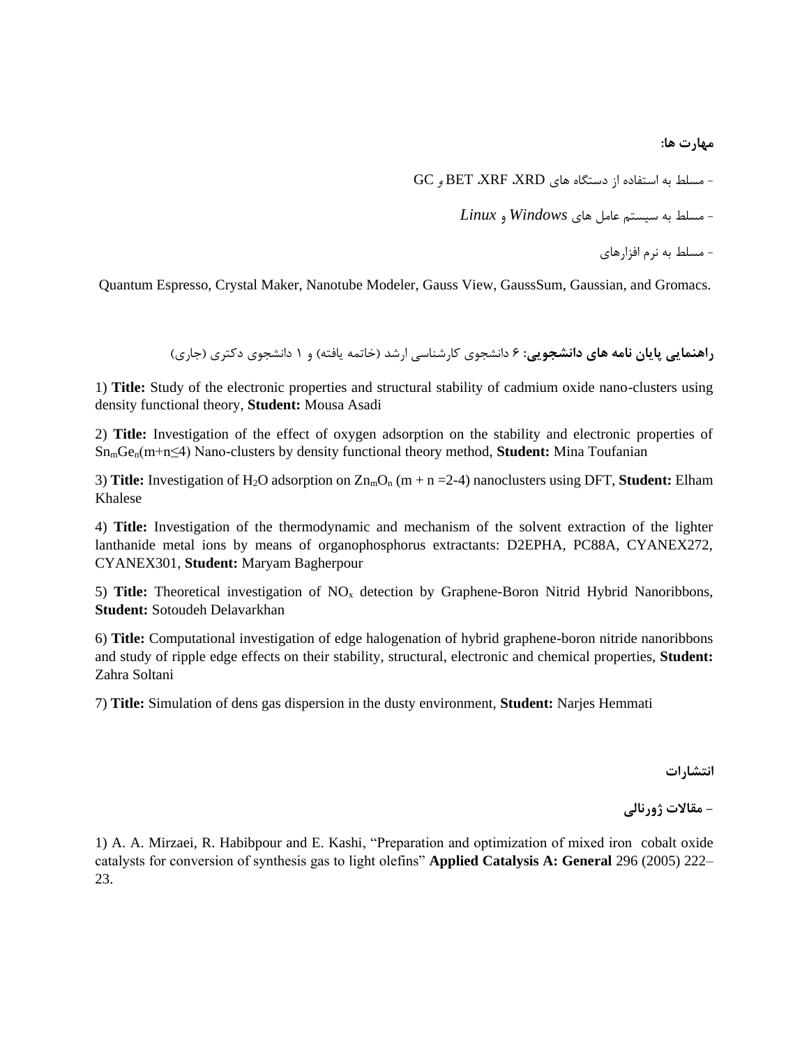**مهارت ها:**

- مسلط به استفاده از دستگاه های XRD، XRF، BET و GC

- مسلط به سیستم عامل های *Windows* و *Linux*

- مسلط به نرم افزارهای

Quantum Espresso, Crystal Maker, Nanotube Modeler, Gauss View, GaussSum, Gaussian, and Gromacs.

**راهنمایی پایان نامه های دانشجویی:** ۶ دانشجوی کارشناسی ارشد (خاتمه یافته) و ۱ دانشجوی دکتری (جاری)

1) **Title:** Study of the electronic properties and structural stability of cadmium oxide nano-clusters using density functional theory, **Student:** Mousa Asadi

2) **Title:** Investigation of the effect of oxygen adsorption on the stability and electronic properties of $Sn_mGe_n$($m+n \leq 4$) Nano-clusters by density functional theory method, **Student:** Mina Toufanian

3) **Title:** Investigation of $H_2O$ adsorption on $Zn_mO_n$ ($m + n = 2$-$4$) nanoclusters using DFT, **Student:** Elham Khalese

4) **Title:** Investigation of the thermodynamic and mechanism of the solvent extraction of the lighter lanthanide metal ions by means of organophosphorus extractants: D2EPHA, PC88A, CYANEX272, CYANEX301, **Student:** Maryam Bagherpour

5) **Title:** Theoretical investigation of $NO_x$ detection by Graphene-Boron Nitrid Hybrid Nanoribbons, **Student:** Sotoudeh Delavarkhan

6) **Title:** Computational investigation of edge halogenation of hybrid graphene-boron nitride nanoribbons and study of ripple edge effects on their stability, structural, electronic and chemical properties, **Student:** Zahra Soltani

7) **Title:** Simulation of dens gas dispersion in the dusty environment, **Student:** Narjes Hemmati

**انتشارات**

**- مقالات ژورنالی**

1) A. A. Mirzaei, R. Habibpour and E. Kashi, "Preparation and optimization of mixed iron cobalt oxide catalysts for conversion of synthesis gas to light olefins" **Applied Catalysis A: General** 296 (2005) 222–23.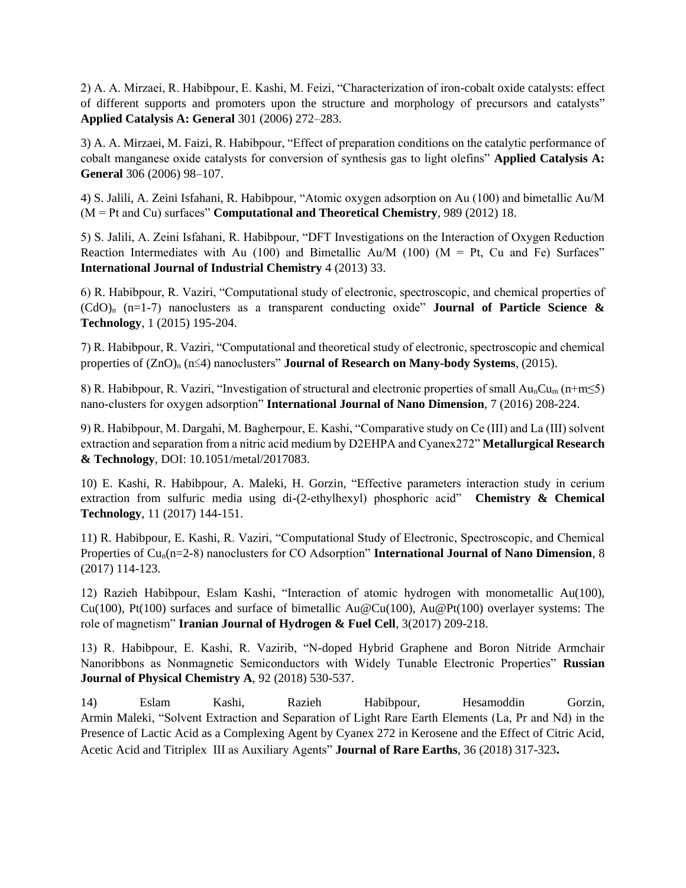2) A. A. Mirzaei, R. Habibpour, E. Kashi, M. Feizi, "Characterization of iron-cobalt oxide catalysts: effect of different supports and promoters upon the structure and morphology of precursors and catalysts" **Applied Catalysis A: General** 301 (2006) 272–283.

3) A. A. Mirzaei, M. Faizi, R. Habibpour, "Effect of preparation conditions on the catalytic performance of cobalt manganese oxide catalysts for conversion of synthesis gas to light olefins" **Applied Catalysis A: General** 306 (2006) 98–107.

4) S. Jalili, A. Zeini Isfahani, R. Habibpour, "Atomic oxygen adsorption on Au (100) and bimetallic Au/M (M = Pt and Cu) surfaces" **Computational and Theoretical Chemistry**, 989 (2012) 18.

5) S. Jalili, A. Zeini Isfahani, R. Habibpour, "DFT Investigations on the Interaction of Oxygen Reduction Reaction Intermediates with Au (100) and Bimetallic Au/M (100) (M = Pt, Cu and Fe) Surfaces" **International Journal of Industrial Chemistry** 4 (2013) 33.

6) R. Habibpour, R. Vaziri, "Computational study of electronic, spectroscopic, and chemical properties of $(CdO)_n$ (n=1-7) nanoclusters as a transparent conducting oxide" **Journal of Particle Science & Technology**, 1 (2015) 195-204.

7) R. Habibpour, R. Vaziri, "Computational and theoretical study of electronic, spectroscopic and chemical properties of $(ZnO)_n$ ($n \leq 4$) nanoclusters" **Journal of Research on Many-body Systems**, (2015).

8) R. Habibpour, R. Vaziri, "Investigation of structural and electronic properties of small $Au_nCu_m$ ($n+m \leq 5$) nano-clusters for oxygen adsorption" **International Journal of Nano Dimension**, 7 (2016) 208-224.

9) R. Habibpour, M. Dargahi, M. Bagherpour, E. Kashi, "Comparative study on Ce (III) and La (III) solvent extraction and separation from a nitric acid medium by D2EHPA and Cyanex272" **Metallurgical Research & Technology**, DOI: 10.1051/metal/2017083.

10) E. Kashi, R. Habibpour, A. Maleki, H. Gorzin, "Effective parameters interaction study in cerium extraction from sulfuric media using di-(2-ethylhexyl) phosphoric acid" **Chemistry & Chemical Technology**, 11 (2017) 144-151.

11) R. Habibpour, E. Kashi, R. Vaziri, "Computational Study of Electronic, Spectroscopic, and Chemical Properties of $Cu_n$(n=2-8) nanoclusters for CO Adsorption" **International Journal of Nano Dimension**, 8 (2017) 114-123.

12) Razieh Habibpour, Eslam Kashi, "Interaction of atomic hydrogen with monometallic Au(100), Cu(100), Pt(100) surfaces and surface of bimetallic Au@Cu(100), Au@Pt(100) overlayer systems: The role of magnetism" **Iranian Journal of Hydrogen & Fuel Cell**, 3(2017) 209-218.

13) R. Habibpour, E. Kashi, R. Vazirib, "N-doped Hybrid Graphene and Boron Nitride Armchair Nanoribbons as Nonmagnetic Semiconductors with Widely Tunable Electronic Properties" **Russian Journal of Physical Chemistry A**, 92 (2018) 530-537.

14) Eslam Kashi, Razieh Habibpour, Hesamoddin Gorzin, Armin Maleki, "Solvent Extraction and Separation of Light Rare Earth Elements (La, Pr and Nd) in the Presence of Lactic Acid as a Complexing Agent by Cyanex 272 in Kerosene and the Effect of Citric Acid, Acetic Acid and Titriplex III as Auxiliary Agents" **Journal of Rare Earths**, 36 (2018) 317-323**.**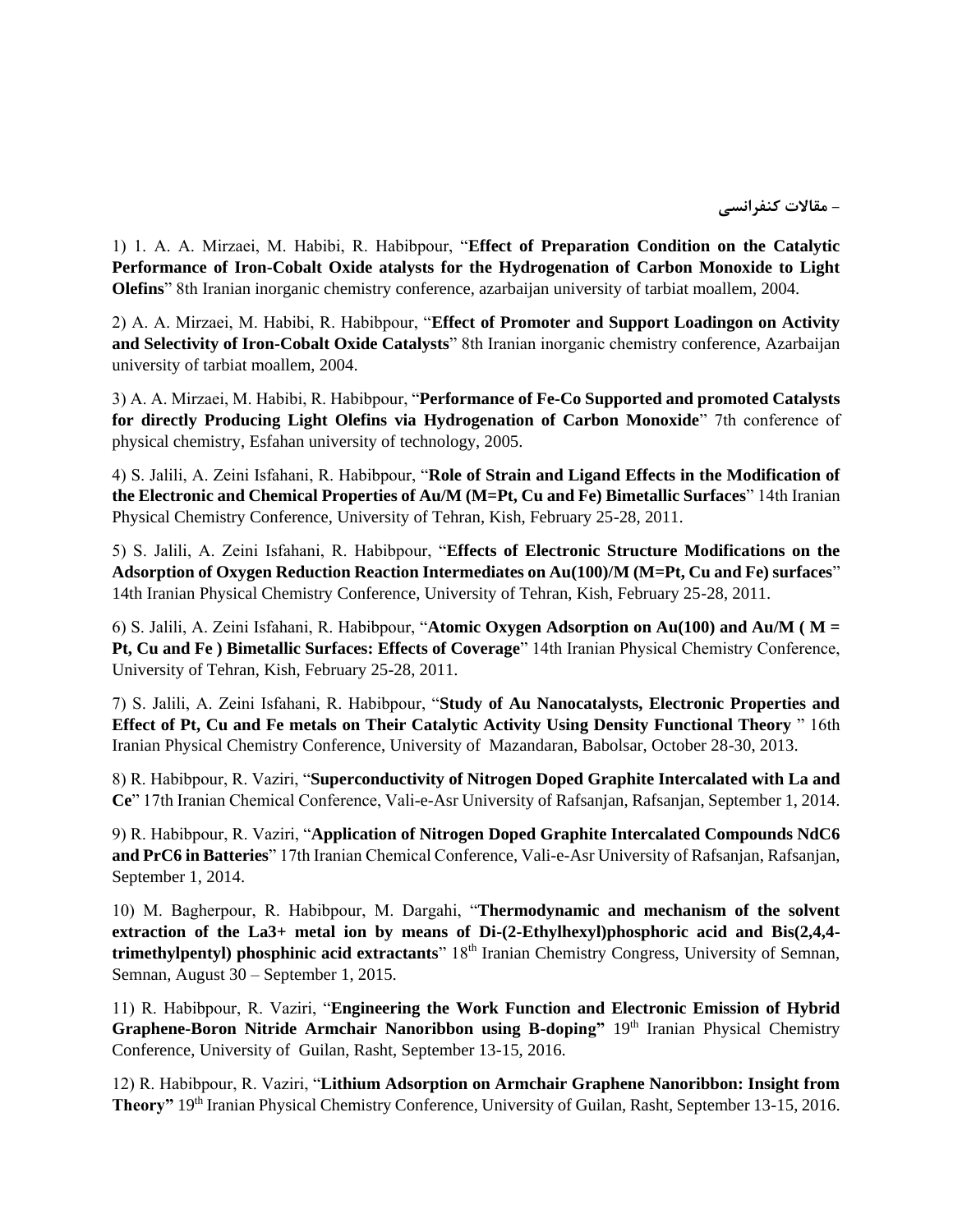**- مقالات کنفرانسی**

1) 1. A. A. Mirzaei, M. Habibi, R. Habibpour, "**Effect of Preparation Condition on the Catalytic Performance of Iron-Cobalt Oxide atalysts for the Hydrogenation of Carbon Monoxide to Light Olefins**" 8th Iranian inorganic chemistry conference, azarbaijan university of tarbiat moallem, 2004.

2) A. A. Mirzaei, M. Habibi, R. Habibpour, "**Effect of Promoter and Support Loadingon on Activity and Selectivity of Iron-Cobalt Oxide Catalysts**" 8th Iranian inorganic chemistry conference, Azarbaijan university of tarbiat moallem, 2004.

3) A. A. Mirzaei, M. Habibi, R. Habibpour, "**Performance of Fe-Co Supported and promoted Catalysts for directly Producing Light Olefins via Hydrogenation of Carbon Monoxide**" 7th conference of physical chemistry, Esfahan university of technology, 2005.

4) S. Jalili, A. Zeini Isfahani, R. Habibpour, "**Role of Strain and Ligand Effects in the Modification of the Electronic and Chemical Properties of Au/M (M=Pt, Cu and Fe) Bimetallic Surfaces**" 14th Iranian Physical Chemistry Conference, University of Tehran, Kish, February 25-28, 2011.

5) S. Jalili, A. Zeini Isfahani, R. Habibpour, "**Effects of Electronic Structure Modifications on the Adsorption of Oxygen Reduction Reaction Intermediates on Au(100)/M (M=Pt, Cu and Fe) surfaces**" 14th Iranian Physical Chemistry Conference, University of Tehran, Kish, February 25-28, 2011.

6) S. Jalili, A. Zeini Isfahani, R. Habibpour, "**Atomic Oxygen Adsorption on Au(100) and Au/M ( M = Pt, Cu and Fe ) Bimetallic Surfaces: Effects of Coverage**" 14th Iranian Physical Chemistry Conference, University of Tehran, Kish, February 25-28, 2011.

7) S. Jalili, A. Zeini Isfahani, R. Habibpour, "**Study of Au Nanocatalysts, Electronic Properties and Effect of Pt, Cu and Fe metals on Their Catalytic Activity Using Density Functional Theory** " 16th Iranian Physical Chemistry Conference, University of Mazandaran, Babolsar, October 28-30, 2013.

8) R. Habibpour, R. Vaziri, "**Superconductivity of Nitrogen Doped Graphite Intercalated with La and Ce**" 17th Iranian Chemical Conference, Vali-e-Asr University of Rafsanjan, Rafsanjan, September 1, 2014.

9) R. Habibpour, R. Vaziri, "**Application of Nitrogen Doped Graphite Intercalated Compounds NdC6 and PrC6 in Batteries**" 17th Iranian Chemical Conference, Vali-e-Asr University of Rafsanjan, Rafsanjan, September 1, 2014.

10) M. Bagherpour, R. Habibpour, M. Dargahi, "**Thermodynamic and mechanism of the solvent extraction of the La3+ metal ion by means of Di-(2-Ethylhexyl)phosphoric acid and Bis(2,4,4-trimethylpentyl) phosphinic acid extractants**" 18th Iranian Chemistry Congress, University of Semnan, Semnan, August 30 – September 1, 2015.

11) R. Habibpour, R. Vaziri, "**Engineering the Work Function and Electronic Emission of Hybrid Graphene-Boron Nitride Armchair Nanoribbon using B-doping"** 19th Iranian Physical Chemistry Conference, University of Guilan, Rasht, September 13-15, 2016.

12) R. Habibpour, R. Vaziri, "**Lithium Adsorption on Armchair Graphene Nanoribbon: Insight from Theory"** 19th Iranian Physical Chemistry Conference, University of Guilan, Rasht, September 13-15, 2016.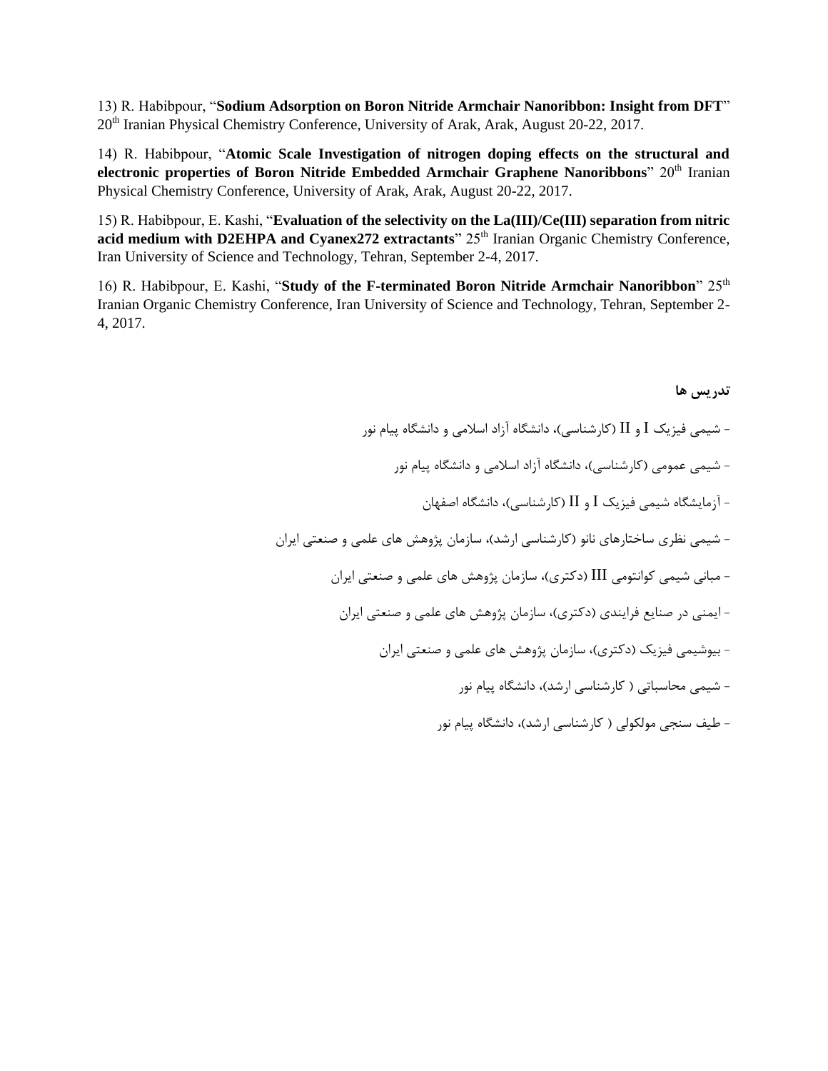13) R. Habibpour, "**Sodium Adsorption on Boron Nitride Armchair Nanoribbon: Insight from DFT**" 20th Iranian Physical Chemistry Conference, University of Arak, Arak, August 20-22, 2017.

14) R. Habibpour, "**Atomic Scale Investigation of nitrogen doping effects on the structural and electronic properties of Boron Nitride Embedded Armchair Graphene Nanoribbons**" 20th Iranian Physical Chemistry Conference, University of Arak, Arak, August 20-22, 2017.

15) R. Habibpour, E. Kashi, "**Evaluation of the selectivity on the La(III)/Ce(III) separation from nitric acid medium with D2EHPA and Cyanex272 extractants**" 25th Iranian Organic Chemistry Conference, Iran University of Science and Technology, Tehran, September 2-4, 2017.

16) R. Habibpour, E. Kashi, "**Study of the F-terminated Boron Nitride Armchair Nanoribbon**" 25th Iranian Organic Chemistry Conference, Iran University of Science and Technology, Tehran, September 2-4, 2017.

**تدریس ها**

- شیمی فیزیک I و II (کارشناسی)، دانشگاه آزاد اسلامی و دانشگاه پیام نور
- شیمی عمومی (کارشناسی)، دانشگاه آزاد اسلامی و دانشگاه پیام نور
- آزمایشگاه شیمی فیزیک I و II (کارشناسی)، دانشگاه اصفهان
- شیمی نظری ساختارهای نانو (کارشناسی ارشد)، سازمان پژوهش های علمی و صنعتی ایران
- مبانی شیمی کوانتومی III (دکتری)، سازمان پژوهش های علمی و صنعتی ایران
- ایمنی در صنایع فرایندی (دکتری)، سازمان پژوهش های علمی و صنعتی ایران
- بیوشیمی فیزیک (دکتری)، سازمان پژوهش های علمی و صنعتی ایران
- شیمی محاسباتی ( کارشناسی ارشد)، دانشگاه پیام نور
- طیف سنجی مولکولی ( کارشناسی ارشد)، دانشگاه پیام نور